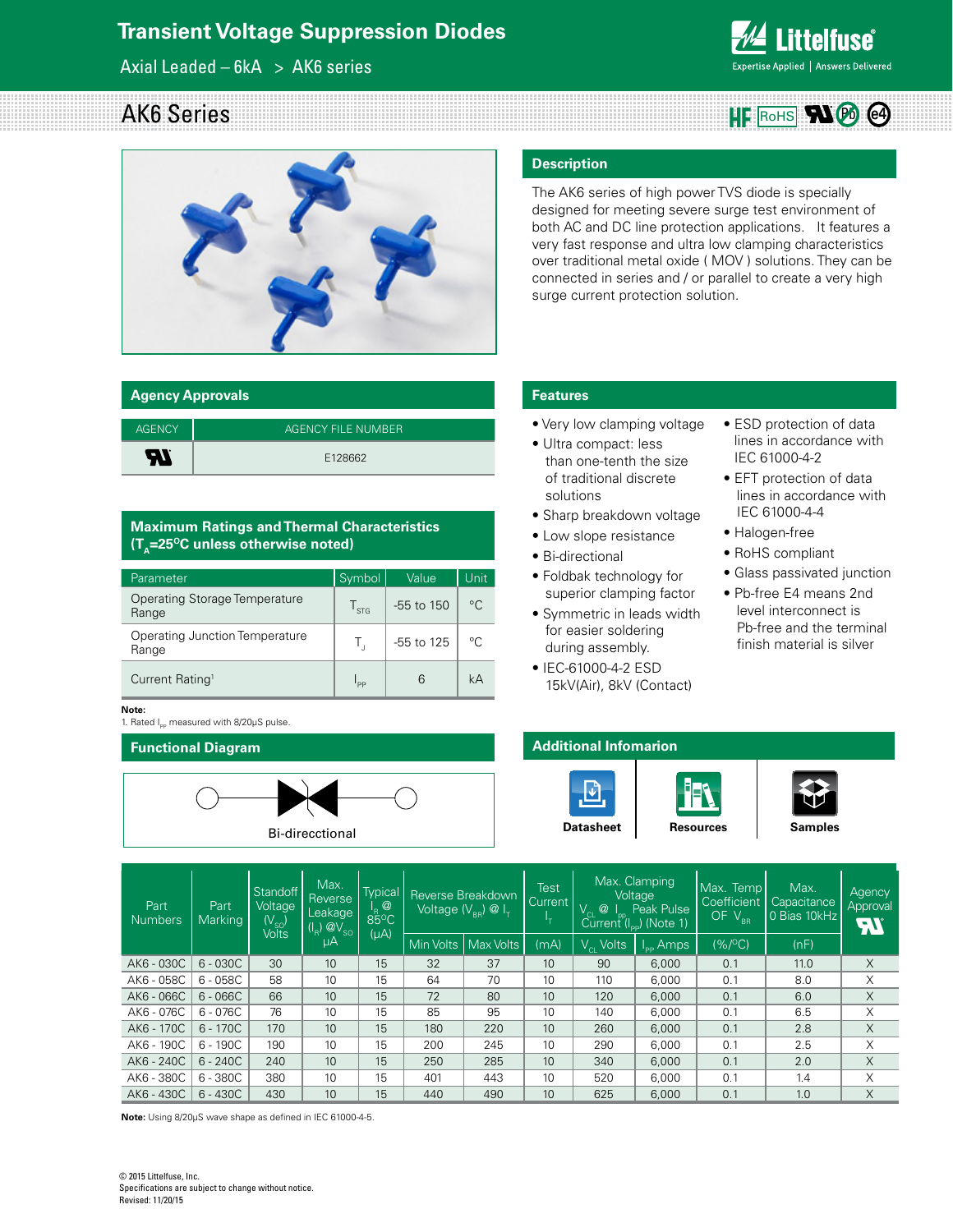# Transient Voltage Suppression Diodes

Axial Leaded – 6kA > AK6 series

## AK6 Series

### Description

The AK6 series of high power TVS diode is specially designed for meeting severe surge test environment of both AC and DC line protection applications. It features a very fast response and ultra low clamping characteristics over traditional metal oxide ( MOV ) solutions. They can be connected in series and / or parallel to create a very high surge current protection solution.

### Agency Approvals

| AGENCY | AGENCY FILE NUMBER |
|---|---|
| UL | E128662 |

### Features

- Very low clamping voltage
- Ultra compact: less than one-tenth the size of traditional discrete solutions
- Sharp breakdown voltage
- Low slope resistance
- Bi-directional
- Foldbak technology for superior clamping factor
- Symmetric in leads width for easier soldering during assembly.
- IEC-61000-4-2 ESD 15kV(Air), 8kV (Contact)
- ESD protection of data lines in accordance with IEC 61000-4-2
- EFT protection of data lines in accordance with IEC 61000-4-4
- Halogen-free
- RoHS compliant
- Glass passivated junction
- Pb-free E4 means 2nd level interconnect is Pb-free and the terminal finish material is silver

### Maximum Ratings and Thermal Characteristics ($T_A$=25°C unless otherwise noted)

| Parameter | Symbol | Value | Unit |
|---|---|---|---|
| Operating Storage Temperature Range | $T_{STG}$ | -55 to 150 | °C |
| Operating Junction Temperature Range | $T_J$ | -55 to 125 | °C |
| Current Rating[1] | $I_{PP}$ | 6 | kA |

**Note:**
1. Rated $I_{PP}$ measured with 8/20µS pulse.

### Functional Diagram

Bi-direcctional

### Additional Infomarion

Datasheet | Resources | Samples

| Part Numbers | Part Marking | Standoff Voltage ($V_{SO}$) Volts | Max. Reverse Leakage ($I_R$) @$V_{SO}$ µA | Typical $I_R$ @ 85°C (µA) | Reverse Breakdown Voltage ($V_{BR}$) @ $I_T$ | | Test Current $I_T$ | Max. Clamping Voltage $V_{CL}$ @ $I_{pp}$ Peak Pulse Current ($I_{pp}$) (Note 1) | | Max. Temp Coefficient OF $V_{BR}$ | Max. Capacitance 0 Bias 10kHz | Agency Approval UL |
|---|---|---|---|---|---|---|---|---|---|---|---|---|
| | | | | | Min Volts | Max Volts | (mA) | $V_{CL}$ Volts | $I_{PP}$ Amps | (%/°C) | (nF) | |
| AK6 - 030C | 6 - 030C | 30 | 10 | 15 | 32 | 37 | 10 | 90 | 6,000 | 0.1 | 11.0 | X |
| AK6 - 058C | 6 - 058C | 58 | 10 | 15 | 64 | 70 | 10 | 110 | 6,000 | 0.1 | 8.0 | X |
| AK6 - 066C | 6 - 066C | 66 | 10 | 15 | 72 | 80 | 10 | 120 | 6,000 | 0.1 | 6.0 | X |
| AK6 - 076C | 6 - 076C | 76 | 10 | 15 | 85 | 95 | 10 | 140 | 6,000 | 0.1 | 6.5 | X |
| AK6 - 170C | 6 - 170C | 170 | 10 | 15 | 180 | 220 | 10 | 260 | 6,000 | 0.1 | 2.8 | X |
| AK6 - 190C | 6 - 190C | 190 | 10 | 15 | 200 | 245 | 10 | 290 | 6,000 | 0.1 | 2.5 | X |
| AK6 - 240C | 6 - 240C | 240 | 10 | 15 | 250 | 285 | 10 | 340 | 6,000 | 0.1 | 2.0 | X |
| AK6 - 380C | 6 - 380C | 380 | 10 | 15 | 401 | 443 | 10 | 520 | 6,000 | 0.1 | 1.4 | X |
| AK6 - 430C | 6 - 430C | 430 | 10 | 15 | 440 | 490 | 10 | 625 | 6,000 | 0.1 | 1.0 | X |

**Note:** Using 8/20µS wave shape as defined in IEC 61000-4-5.

© 2015 Littelfuse, Inc.
Specifications are subject to change without notice.
Revised: 11/20/15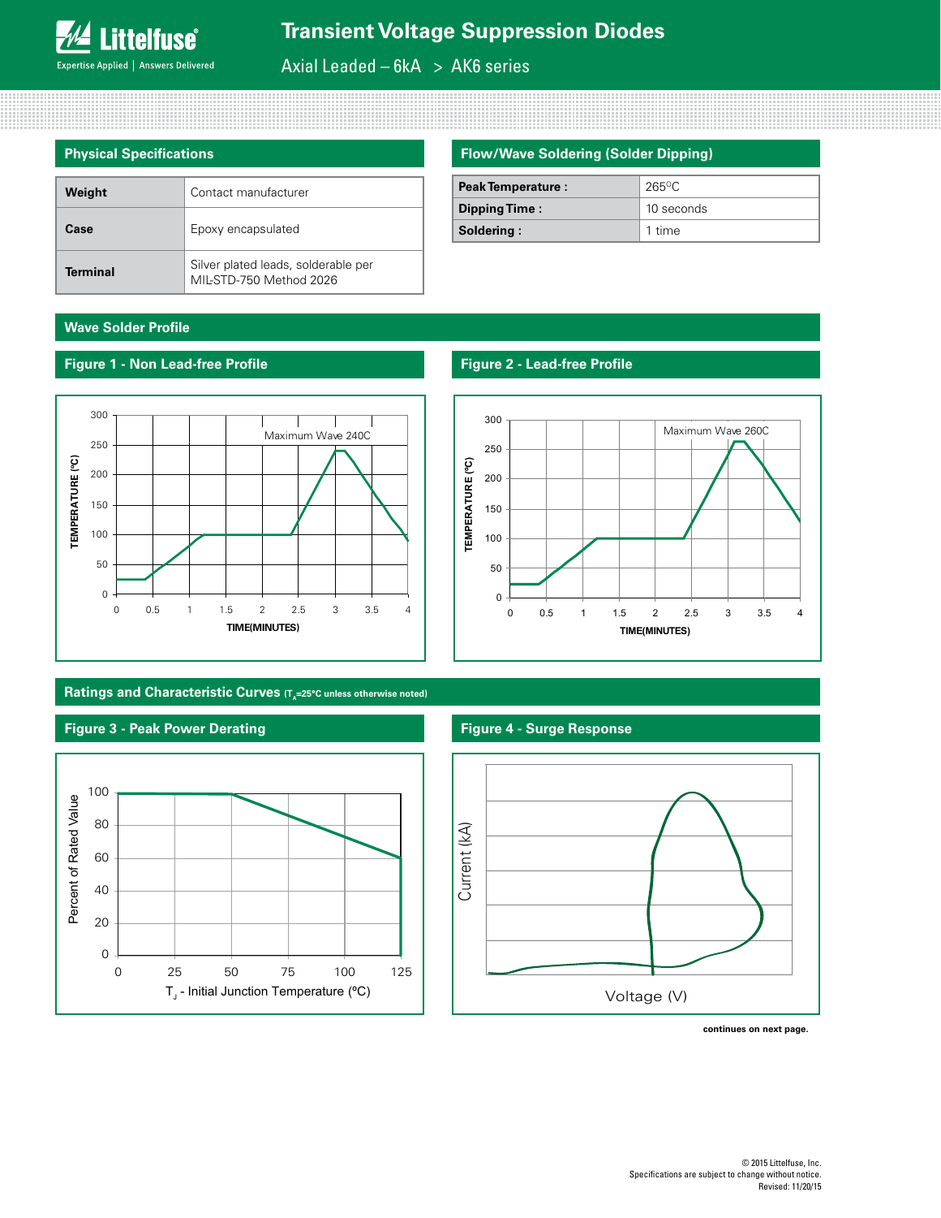## Physical Specifications

| | |
|---|---|
| **Weight** | Contact manufacturer |
| **Case** | Epoxy encapsulated |
| **Terminal** | Silver plated leads, solderable per MIL-STD-750 Method 2026 |

## Flow/Wave Soldering (Solder Dipping)

| | |
|---|---|
| **Peak Temperature :** | 265°C |
| **Dipping Time :** | 10 seconds |
| **Soldering :** | 1 time |

## Wave Solder Profile

### Figure 1 - Non Lead-free Profile

Maximum Wave 240C

TEMPERATURE (°C) vs. TIME(MINUTES)

### Figure 2 - Lead-free Profile

Maximum Wave 260C

TEMPERATURE (°C) vs. TIME(MINUTES)

## Ratings and Characteristic Curves ($T_A$=25°C unless otherwise noted)

### Figure 3 - Peak Power Derating

Percent of Rated Value vs. $T_J$ - Initial Junction Temperature (°C)

### Figure 4 - Surge Response

Current (kA) vs. Voltage (V)

**continues on next page.**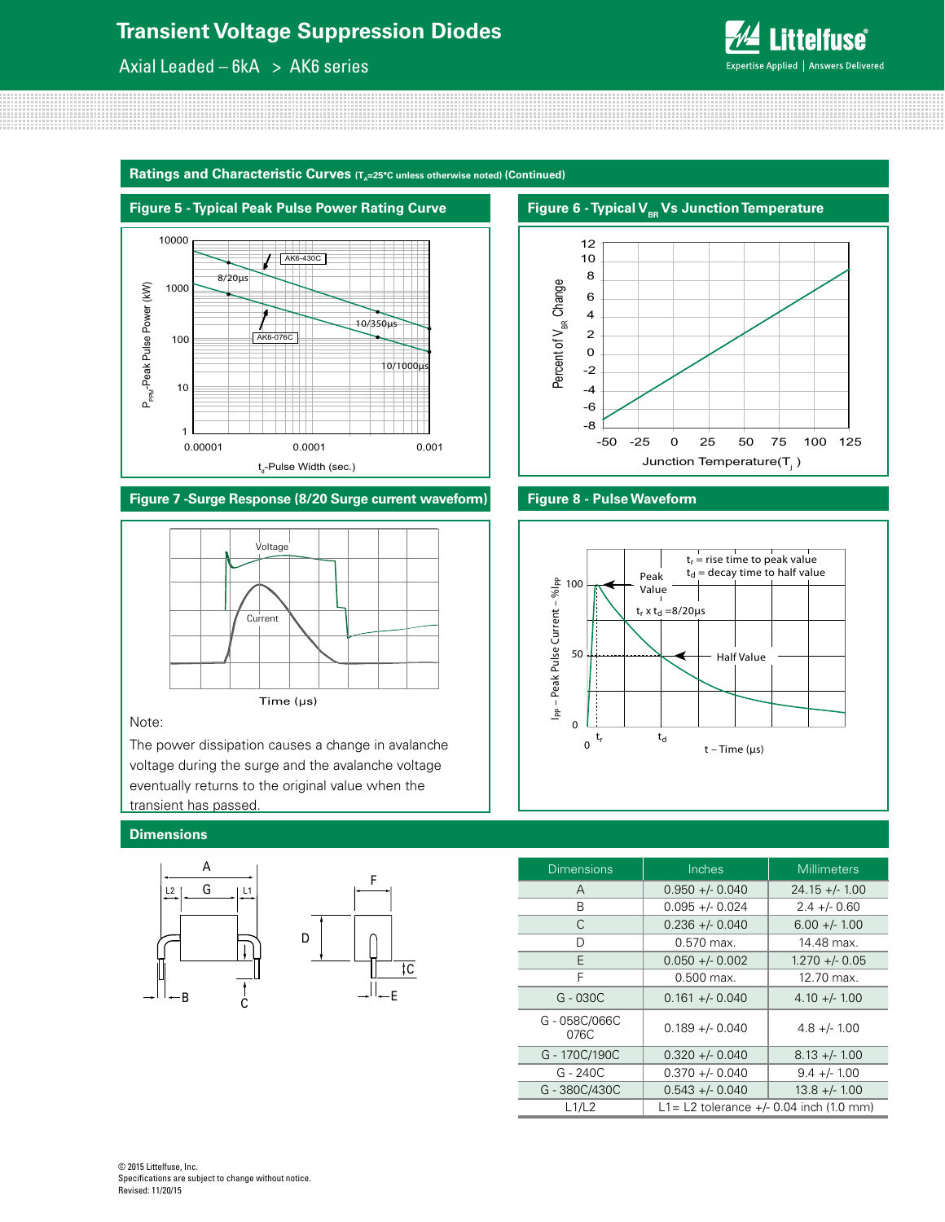## Ratings and Characteristic Curves ($T_A$=25°C unless otherwise noted) (Continued)

### Figure 5 - Typical Peak Pulse Power Rating Curve

### Figure 6 - Typical $V_{BR}$ Vs Junction Temperature

### Figure 7 -Surge Response (8/20 Surge current waveform)

Note:

The power dissipation causes a change in avalanche voltage during the surge and the avalanche voltage eventually returns to the original value when the transient has passed.

### Figure 8 - Pulse Waveform

## Dimensions

| Dimensions | Inches | Millimeters |
|---|---|---|
| A | 0.950 +/- 0.040 | 24.15 +/- 1.00 |
| B | 0.095 +/- 0.024 | 2.4 +/- 0.60 |
| C | 0.236 +/- 0.040 | 6.00 +/- 1.00 |
| D | 0.570 max. | 14.48 max. |
| E | 0.050 +/- 0.002 | 1.270 +/- 0.05 |
| F | 0.500 max. | 12.70 max. |
| G - 030C | 0.161 +/- 0.040 | 4.10 +/- 1.00 |
| G - 058C/066C 076C | 0.189 +/- 0.040 | 4.8 +/- 1.00 |
| G - 170C/190C | 0.320 +/- 0.040 | 8.13 +/- 1.00 |
| G - 240C | 0.370 +/- 0.040 | 9.4 +/- 1.00 |
| G - 380C/430C | 0.543 +/- 0.040 | 13.8 +/- 1.00 |
| L1/L2 | L1= L2 tolerance +/- 0.04 inch (1.0 mm) | |

© 2015 Littelfuse, Inc.
Specifications are subject to change without notice.
Revised: 11/20/15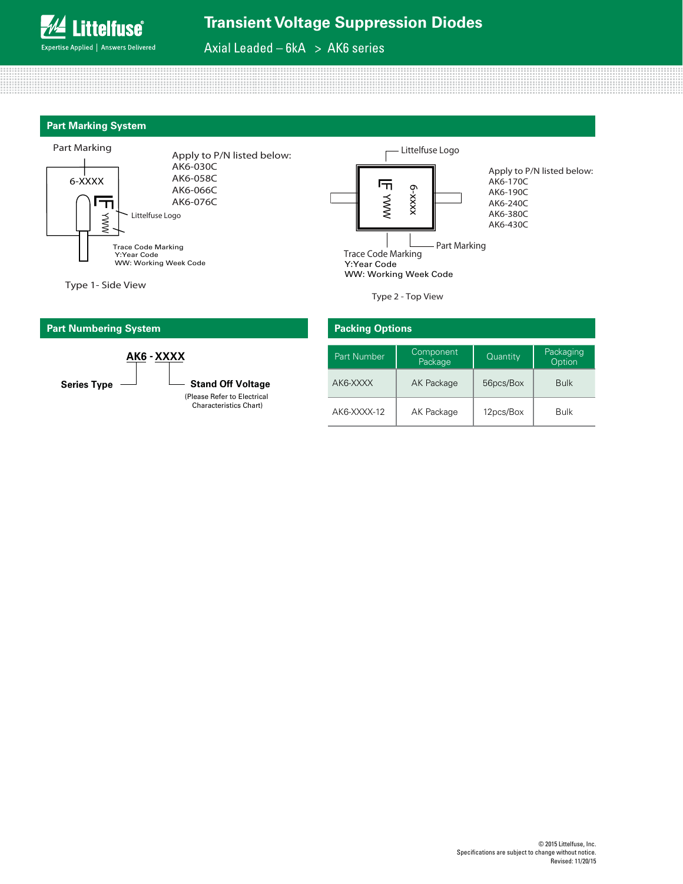## Part Marking System

Part Marking

6-XXXX

Littelfuse Logo

YWW

Trace Code Marking
Y:Year Code
WW: Working Week Code

Apply to P/N listed below:
AK6-030C
AK6-058C
AK6-066C
AK6-076C

Type 1- Side View

Littelfuse Logo

6-XXXX

YWW

Part Marking

Trace Code Marking
Y:Year Code
WW: Working Week Code

Apply to P/N listed below:
AK6-170C
AK6-190C
AK6-240C
AK6-380C
AK6-430C

Type 2 - Top View

## Part Numbering System

**AK6 - XXXX**

**Series Type**

**Stand Off Voltage**
(Please Refer to Electrical Characteristics Chart)

## Packing Options

| Part Number | Component Package | Quantity | Packaging Option |
|---|---|---|---|
| AK6-XXXX | AK Package | 56pcs/Box | Bulk |
| AK6-XXXX-12 | AK Package | 12pcs/Box | Bulk |

© 2015 Littelfuse, Inc.
Specifications are subject to change without notice.
Revised: 11/20/15